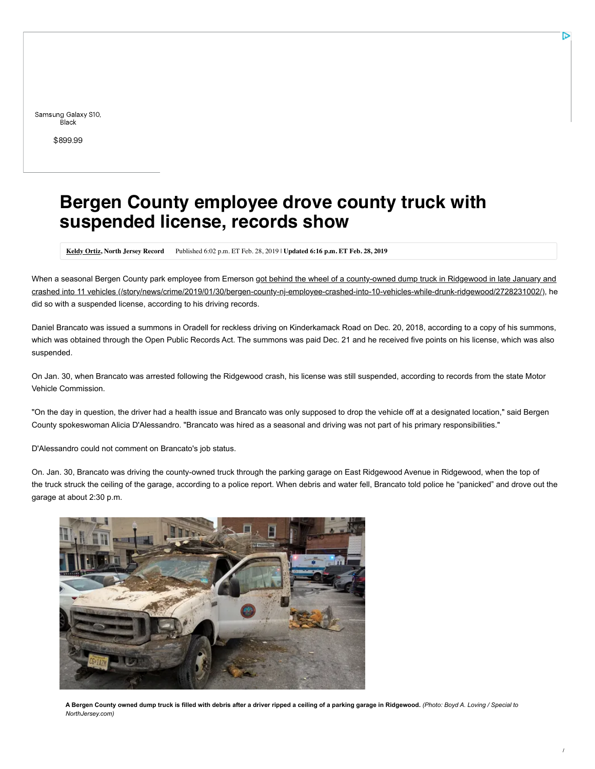# Bergen County employee drove county truck with suspended license, records show

**Keldy Ortiz, North Jersey Record** Published 6:02 p.m. ET Feb. 28, 2019 | **Updated 6:16 p.m. ET Feb. 28, 2019**

When a seasonal Bergen County park employee from Emerson got behind the wheel of a county-owned dump truck in Ridgewood in late January and crashed into 11 vehicles (/story/news/crime/2019/01/30/bergen-county-nj-employee-crashed-into-10-vehicles-while-drunk-ridgewood/2728231002/), he did so with a suspended license, according to his driving records.

Daniel Brancato was issued a summons in Oradell for reckless driving on Kinderkamack Road on Dec. 20, 2018, according to a copy of his summons, which was obtained through the Open Public Records Act. The summons was paid Dec. 21 and he received five points on his license, which was also suspended.

On Jan. 30, when Brancato was arrested following the Ridgewood crash, his license was still suspended, according to records from the state Motor Vehicle Commission.

"On the day in question, the driver had a health issue and Brancato was only supposed to drop the vehicle off at a designated location," said Bergen County spokeswoman Alicia D'Alessandro. "Brancato was hired as a seasonal and driving was not part of his primary responsibilities."

D'Alessandro could not comment on Brancato's job status.

On. Jan. 30, Brancato was driving the county-owned truck through the parking garage on East Ridgewood Avenue in Ridgewood, when the top of the truck struck the ceiling of the garage, according to a police report. When debris and water fell, Brancato told police he "panicked" and drove out the garage at about 2:30 p.m.

**A Bergen County owned dump truck is filled with debris after a driver ripped a ceiling of a parking garage in Ridgewood.** *(Photo: Boyd A. Loving / Special to NorthJersey.com)*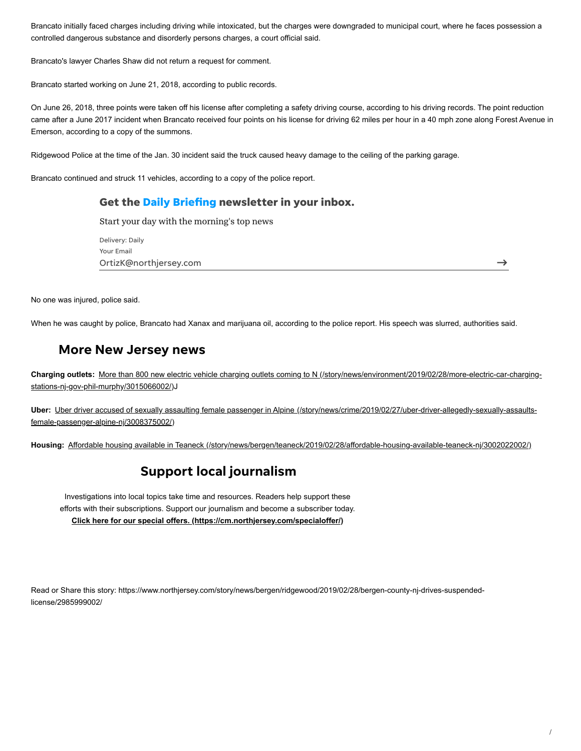Brancato initially faced charges including driving while intoxicated, but the charges were downgraded to municipal court, where he faces possession a controlled dangerous substance and disorderly persons charges, a court official said.

Brancato's lawyer Charles Shaw did not return a request for comment.

Brancato started working on June 21, 2018, according to public records.

On June 26, 2018, three points were taken off his license after completing a safety driving course, according to his driving records. The point reduction came after a June 2017 incident when Brancato received four points on his license for driving 62 miles per hour in a 40 mph zone along Forest Avenue in Emerson, according to a copy of the summons.

Ridgewood Police at the time of the Jan. 30 incident said the truck caused heavy damage to the ceiling of the parking garage.

Brancato continued and struck 11 vehicles, according to a copy of the police report.

**Get the Daily Briefing newsletter in your inbox.**

Start your day with the morning's top news

Delivery: Daily
Your Email
OrtizK@northjersey.com →

No one was injured, police said.

When he was caught by police, Brancato had Xanax and marijuana oil, according to the police report. His speech was slurred, authorities said.

## More New Jersey news

**Charging outlets:** More than 800 new electric vehicle charging outlets coming to N (/story/news/environment/2019/02/28/more-electric-car-charging-stations-nj-gov-phil-murphy/3015066002/)J

**Uber:** Uber driver accused of sexually assaulting female passenger in Alpine (/story/news/crime/2019/02/27/uber-driver-allegedly-sexually-assaults-female-passenger-alpine-nj/3008375002/)

**Housing:** Affordable housing available in Teaneck (/story/news/bergen/teaneck/2019/02/28/affordable-housing-available-teaneck-nj/3002022002/)

## Support local journalism

Investigations into local topics take time and resources. Readers help support these efforts with their subscriptions. Support our journalism and become a subscriber today.
**Click here for our special offers. (https://cm.northjersey.com/specialoffer/)**

Read or Share this story: https://www.northjersey.com/story/news/bergen/ridgewood/2019/02/28/bergen-county-nj-drives-suspended-license/2985999002/